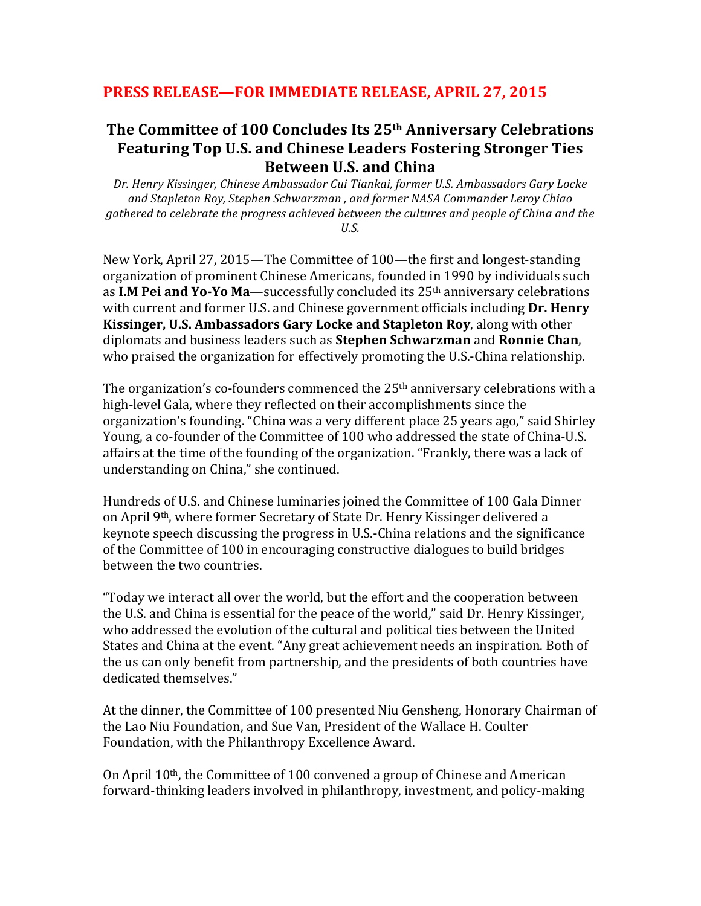## PRESS RELEASE—FOR IMMEDIATE RELEASE, APRIL 27, 2015

# The Committee of 100 Concludes Its 25th Anniversary Celebrations Featuring Top U.S. and Chinese Leaders Fostering Stronger Ties Between U.S. and China

*Dr. Henry Kissinger, Chinese Ambassador Cui Tiankai, former U.S. Ambassadors Gary Locke and Stapleton Roy, Stephen Schwarzman , and former NASA Commander Leroy Chiao gathered to celebrate the progress achieved between the cultures and people of China and the U.S.*

New York, April 27, 2015—The Committee of 100—the first and longest-standing organization of prominent Chinese Americans, founded in 1990 by individuals such as **I.M Pei and Yo-Yo Ma**—successfully concluded its 25th anniversary celebrations with current and former U.S. and Chinese government officials including **Dr. Henry Kissinger, U.S. Ambassadors Gary Locke and Stapleton Roy**, along with other diplomats and business leaders such as **Stephen Schwarzman** and **Ronnie Chan**, who praised the organization for effectively promoting the U.S.-China relationship.

The organization's co-founders commenced the 25th anniversary celebrations with a high-level Gala, where they reflected on their accomplishments since the organization's founding. "China was a very different place 25 years ago," said Shirley Young, a co-founder of the Committee of 100 who addressed the state of China-U.S. affairs at the time of the founding of the organization. "Frankly, there was a lack of understanding on China," she continued.

Hundreds of U.S. and Chinese luminaries joined the Committee of 100 Gala Dinner on April 9th, where former Secretary of State Dr. Henry Kissinger delivered a keynote speech discussing the progress in U.S.-China relations and the significance of the Committee of 100 in encouraging constructive dialogues to build bridges between the two countries.

"Today we interact all over the world, but the effort and the cooperation between the U.S. and China is essential for the peace of the world," said Dr. Henry Kissinger, who addressed the evolution of the cultural and political ties between the United States and China at the event. "Any great achievement needs an inspiration. Both of the us can only benefit from partnership, and the presidents of both countries have dedicated themselves."

At the dinner, the Committee of 100 presented Niu Gensheng, Honorary Chairman of the Lao Niu Foundation, and Sue Van, President of the Wallace H. Coulter Foundation, with the Philanthropy Excellence Award.

On April 10th, the Committee of 100 convened a group of Chinese and American forward-thinking leaders involved in philanthropy, investment, and policy-making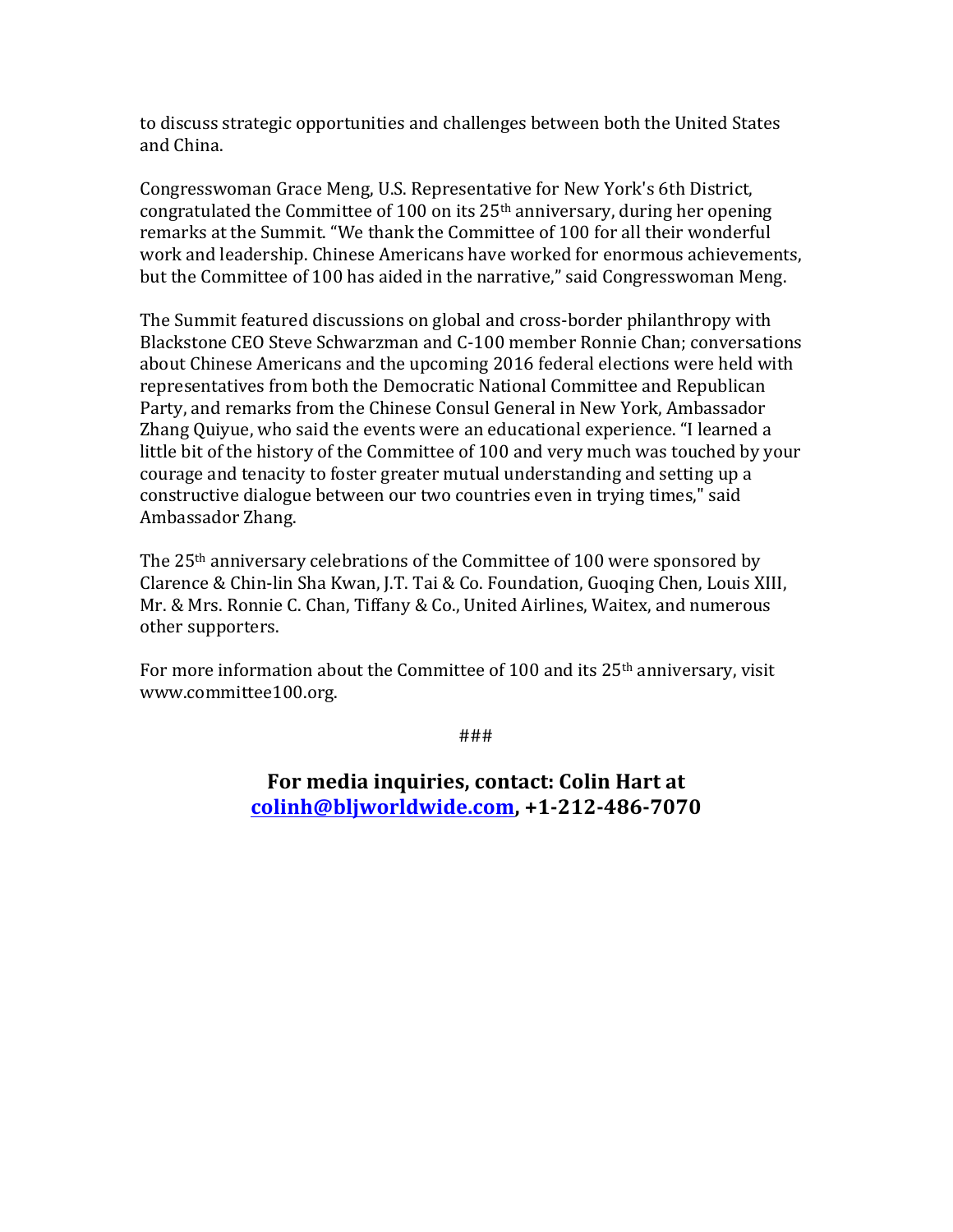to discuss strategic opportunities and challenges between both the United States and China.

Congresswoman Grace Meng, U.S. Representative for New York's 6th District, congratulated the Committee of 100 on its 25th anniversary, during her opening remarks at the Summit. "We thank the Committee of 100 for all their wonderful work and leadership. Chinese Americans have worked for enormous achievements, but the Committee of 100 has aided in the narrative," said Congresswoman Meng.

The Summit featured discussions on global and cross-border philanthropy with Blackstone CEO Steve Schwarzman and C-100 member Ronnie Chan; conversations about Chinese Americans and the upcoming 2016 federal elections were held with representatives from both the Democratic National Committee and Republican Party, and remarks from the Chinese Consul General in New York, Ambassador Zhang Quiyue, who said the events were an educational experience. "I learned a little bit of the history of the Committee of 100 and very much was touched by your courage and tenacity to foster greater mutual understanding and setting up a constructive dialogue between our two countries even in trying times," said Ambassador Zhang.

The 25th anniversary celebrations of the Committee of 100 were sponsored by Clarence & Chin-lin Sha Kwan, J.T. Tai & Co. Foundation, Guoqing Chen, Louis XIII, Mr. & Mrs. Ronnie C. Chan, Tiffany & Co., United Airlines, Waitex, and numerous other supporters.

For more information about the Committee of 100 and its 25th anniversary, visit www.committee100.org.

###

**For media inquiries, contact: Colin Hart at colinh@bljworldwide.com, +1-212-486-7070**